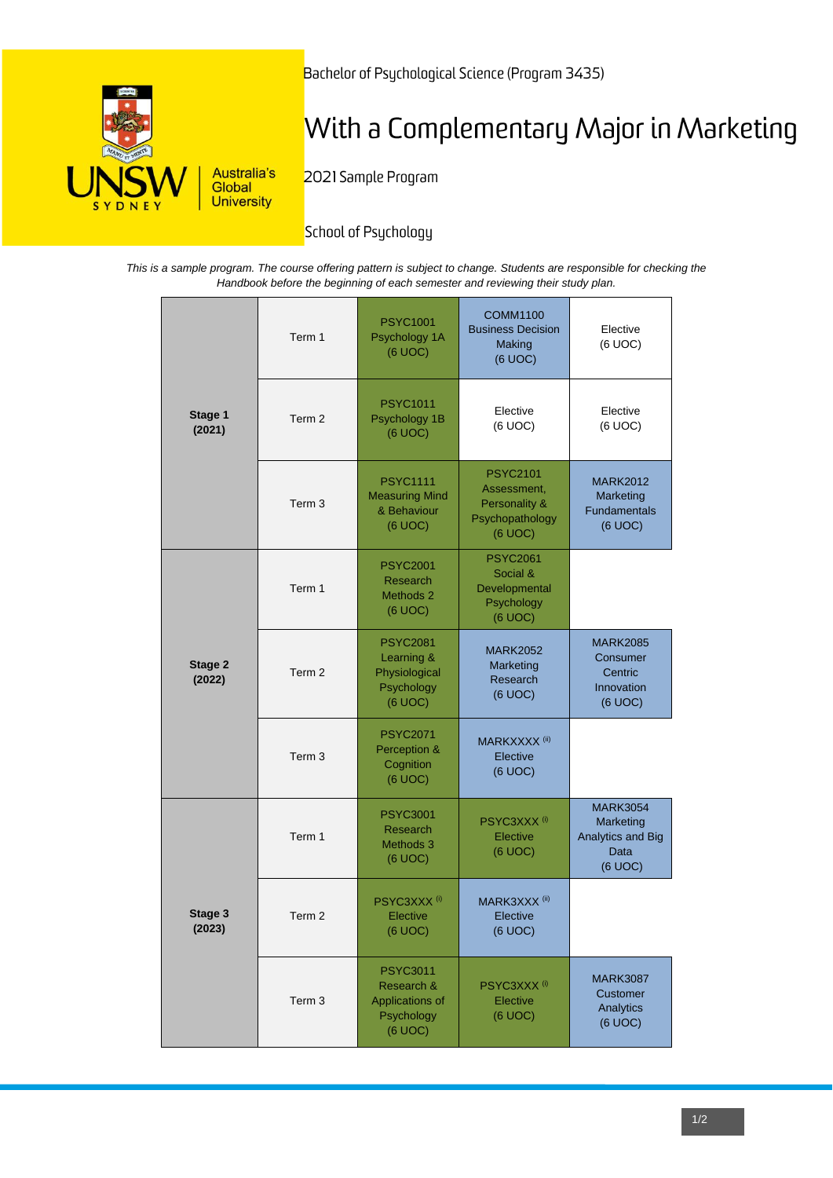Bachelor of Psychological Science (Program 3435)

# With a Complementary Major in Marketing

2021 Sample Program

School of Psychology

*This is a sample program. The course offering pattern is subject to change. Students are responsible for checking the Handbook before the beginning of each semester and reviewing their study plan.*

| Stage | Term | | | |
|---|---|---|---|---|
| **Stage 1 (2021)** | Term 1 | PSYC1001 Psychology 1A (6 UOC) | COMM1100 Business Decision Making (6 UOC) | Elective (6 UOC) |
| | Term 2 | PSYC1011 Psychology 1B (6 UOC) | Elective (6 UOC) | Elective (6 UOC) |
| | Term 3 | PSYC1111 Measuring Mind & Behaviour (6 UOC) | PSYC2101 Assessment, Personality & Psychopathology (6 UOC) | MARK2012 Marketing Fundamentals (6 UOC) |
| **Stage 2 (2022)** | Term 1 | PSYC2001 Research Methods 2 (6 UOC) | PSYC2061 Social & Developmental Psychology (6 UOC) | |
| | Term 2 | PSYC2081 Learning & Physiological Psychology (6 UOC) | MARK2052 Marketing Research (6 UOC) | MARK2085 Consumer Centric Innovation (6 UOC) |
| | Term 3 | PSYC2071 Perception & Cognition (6 UOC) | MARKXXXX (ii) Elective (6 UOC) | |
| **Stage 3 (2023)** | Term 1 | PSYC3001 Research Methods 3 (6 UOC) | PSYC3XXX (i) Elective (6 UOC) | MARK3054 Marketing Analytics and Big Data (6 UOC) |
| | Term 2 | PSYC3XXX (i) Elective (6 UOC) | MARK3XXX (ii) Elective (6 UOC) | |
| | Term 3 | PSYC3011 Research & Applications of Psychology (6 UOC) | PSYC3XXX (i) Elective (6 UOC) | MARK3087 Customer Analytics (6 UOC) |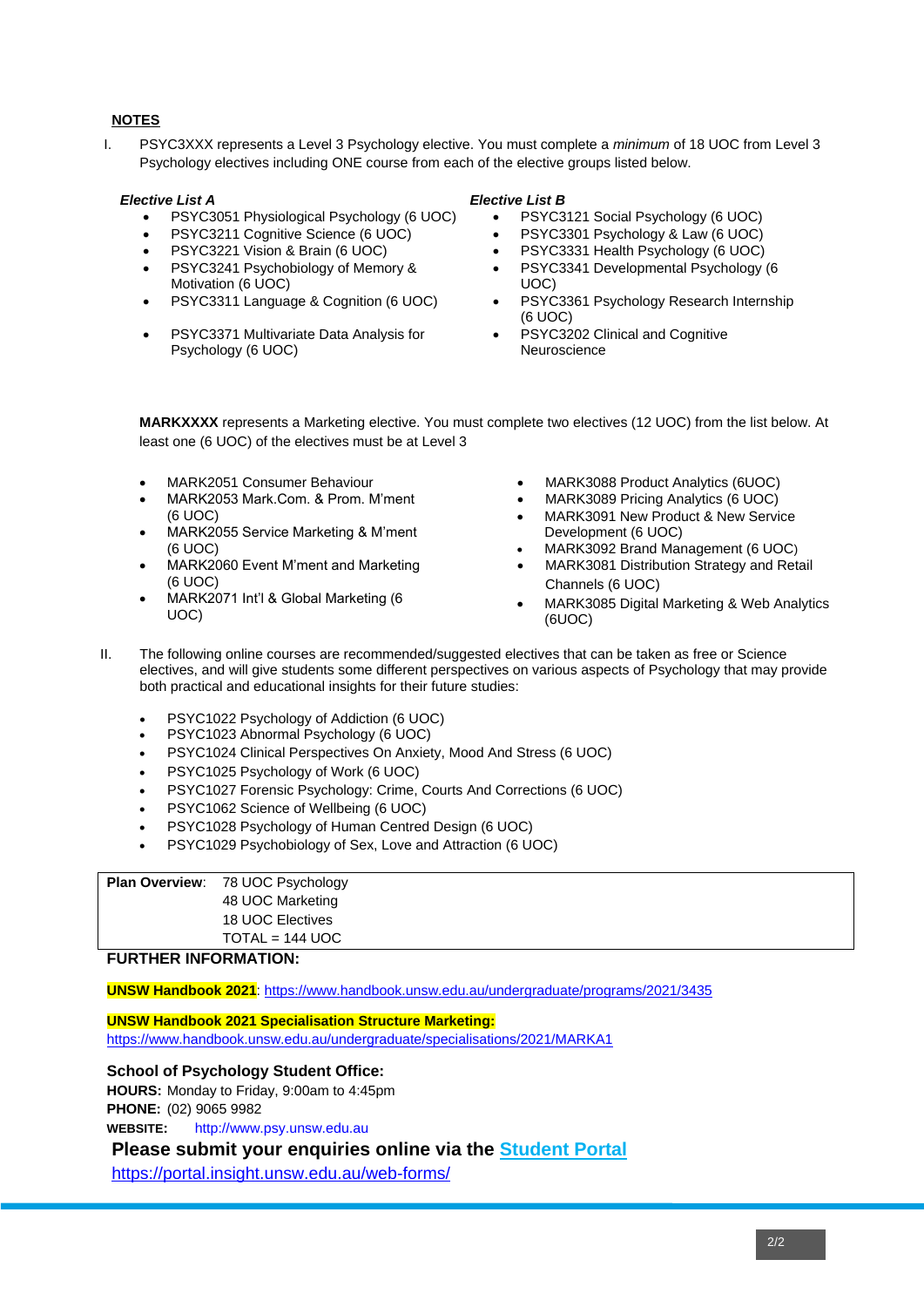**NOTES**

I. PSYC3XXX represents a Level 3 Psychology elective. You must complete a *minimum* of 18 UOC from Level 3 Psychology electives including ONE course from each of the elective groups listed below.

***Elective List A***

- PSYC3051 Physiological Psychology (6 UOC)
- PSYC3211 Cognitive Science (6 UOC)
- PSYC3221 Vision & Brain (6 UOC)
- PSYC3241 Psychobiology of Memory & Motivation (6 UOC)
- PSYC3311 Language & Cognition (6 UOC)
- PSYC3371 Multivariate Data Analysis for Psychology (6 UOC)

***Elective List B***

- PSYC3121 Social Psychology (6 UOC)
- PSYC3301 Psychology & Law (6 UOC)
- PSYC3331 Health Psychology (6 UOC)
- PSYC3341 Developmental Psychology (6 UOC)
- PSYC3361 Psychology Research Internship (6 UOC)
- PSYC3202 Clinical and Cognitive Neuroscience

**MARKXXXX** represents a Marketing elective. You must complete two electives (12 UOC) from the list below. At least one (6 UOC) of the electives must be at Level 3

- MARK2051 Consumer Behaviour
- MARK2053 Mark.Com. & Prom. M'ment (6 UOC)
- MARK2055 Service Marketing & M'ment (6 UOC)
- MARK2060 Event M'ment and Marketing (6 UOC)
- MARK2071 Int'l & Global Marketing (6 UOC)
- MARK3088 Product Analytics (6UOC)
- MARK3089 Pricing Analytics (6 UOC)
- MARK3091 New Product & New Service Development (6 UOC)
- MARK3092 Brand Management (6 UOC)
- MARK3081 Distribution Strategy and Retail Channels (6 UOC)
- MARK3085 Digital Marketing & Web Analytics (6UOC)

II. The following online courses are recommended/suggested electives that can be taken as free or Science electives, and will give students some different perspectives on various aspects of Psychology that may provide both practical and educational insights for their future studies:

- PSYC1022 Psychology of Addiction (6 UOC)
- PSYC1023 Abnormal Psychology (6 UOC)
- PSYC1024 Clinical Perspectives On Anxiety, Mood And Stress (6 UOC)
- PSYC1025 Psychology of Work (6 UOC)
- PSYC1027 Forensic Psychology: Crime, Courts And Corrections (6 UOC)
- PSYC1062 Science of Wellbeing (6 UOC)
- PSYC1028 Psychology of Human Centred Design (6 UOC)
- PSYC1029 Psychobiology of Sex, Love and Attraction (6 UOC)

| | |
|---|---|
| **Plan Overview**: | 78 UOC Psychology |
| | 48 UOC Marketing |
| | 18 UOC Electives |
| | TOTAL = 144 UOC |

**FURTHER INFORMATION:**

**UNSW Handbook 2021**: https://www.handbook.unsw.edu.au/undergraduate/programs/2021/3435

**UNSW Handbook 2021 Specialisation Structure Marketing:**
https://www.handbook.unsw.edu.au/undergraduate/specialisations/2021/MARKA1

**School of Psychology Student Office:**
**HOURS:** Monday to Friday, 9:00am to 4:45pm
**PHONE:** (02) 9065 9982
**WEBSITE:** http://www.psy.unsw.edu.au

**Please submit your enquiries online via the Student Portal**
https://portal.insight.unsw.edu.au/web-forms/